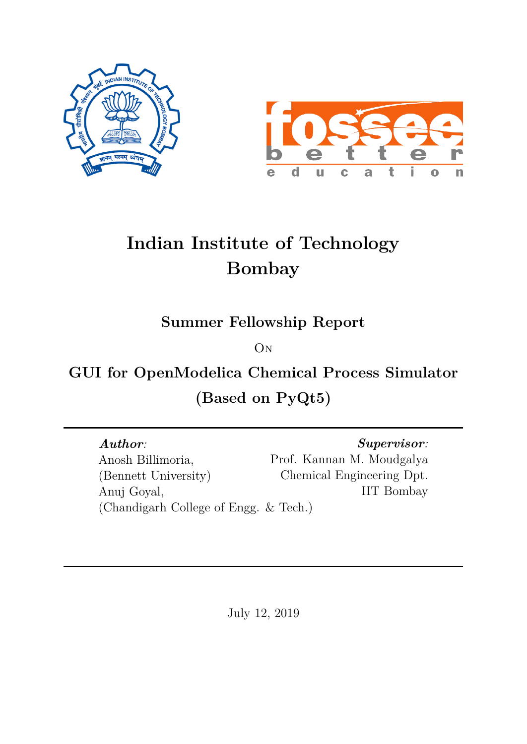# Indian Institute of Technology Bombay

## Summer Fellowship Report

On

## GUI for OpenModelica Chemical Process Simulator (Based on PyQt5)

***Author*:**
Anosh Billimoria,
(Bennett University)
Anuj Goyal,
(Chandigarh College of Engg. & Tech.)

***Supervisor*:**
Prof. Kannan M. Moudgalya
Chemical Engineering Dpt.
IIT Bombay

July 12, 2019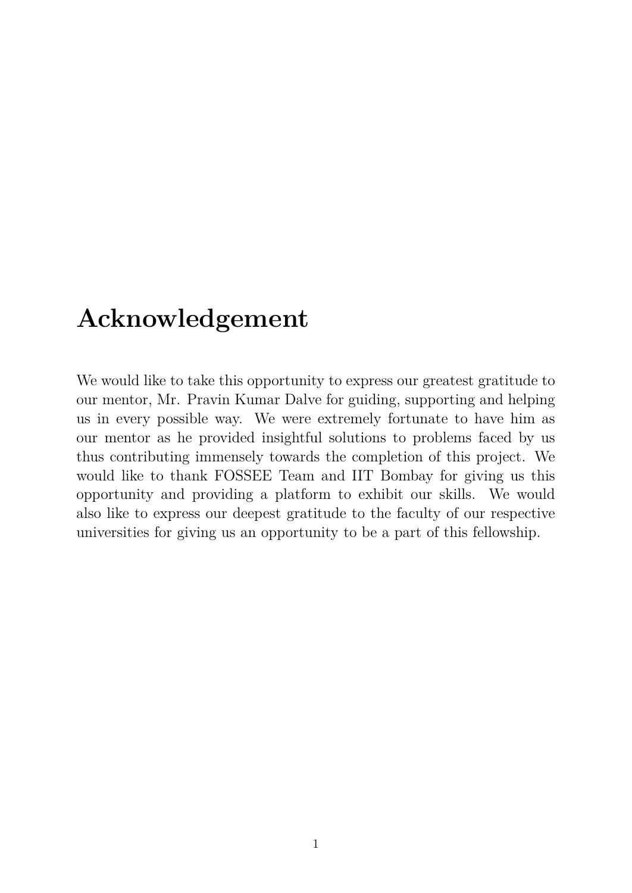# Acknowledgement

We would like to take this opportunity to express our greatest gratitude to our mentor, Mr. Pravin Kumar Dalve for guiding, supporting and helping us in every possible way. We were extremely fortunate to have him as our mentor as he provided insightful solutions to problems faced by us thus contributing immensely towards the completion of this project. We would like to thank FOSSEE Team and IIT Bombay for giving us this opportunity and providing a platform to exhibit our skills. We would also like to express our deepest gratitude to the faculty of our respective universities for giving us an opportunity to be a part of this fellowship.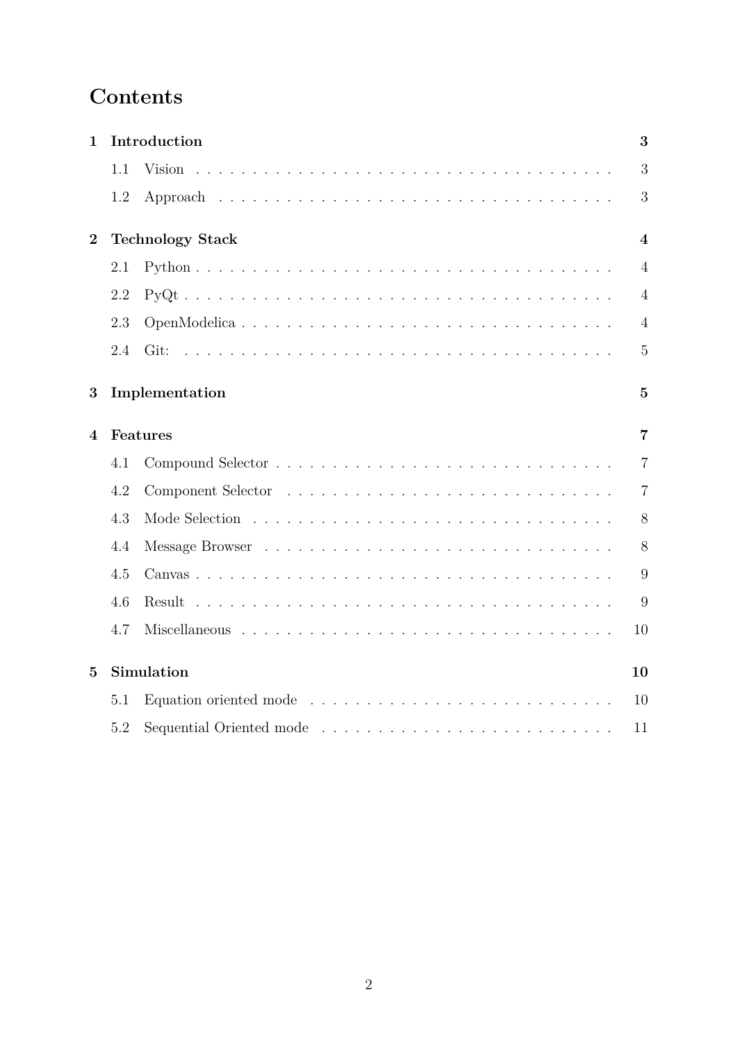# Contents

| | | |
|---|---|---|
| **1** | **Introduction** | **3** |
| | 1.1 Vision | 3 |
| | 1.2 Approach | 3 |
| **2** | **Technology Stack** | **4** |
| | 2.1 Python | 4 |
| | 2.2 PyQt | 4 |
| | 2.3 OpenModelica | 4 |
| | 2.4 Git: | 5 |
| **3** | **Implementation** | **5** |
| **4** | **Features** | **7** |
| | 4.1 Compound Selector | 7 |
| | 4.2 Component Selector | 7 |
| | 4.3 Mode Selection | 8 |
| | 4.4 Message Browser | 8 |
| | 4.5 Canvas | 9 |
| | 4.6 Result | 9 |
| | 4.7 Miscellaneous | 10 |
| **5** | **Simulation** | **10** |
| | 5.1 Equation oriented mode | 10 |
| | 5.2 Sequential Oriented mode | 11 |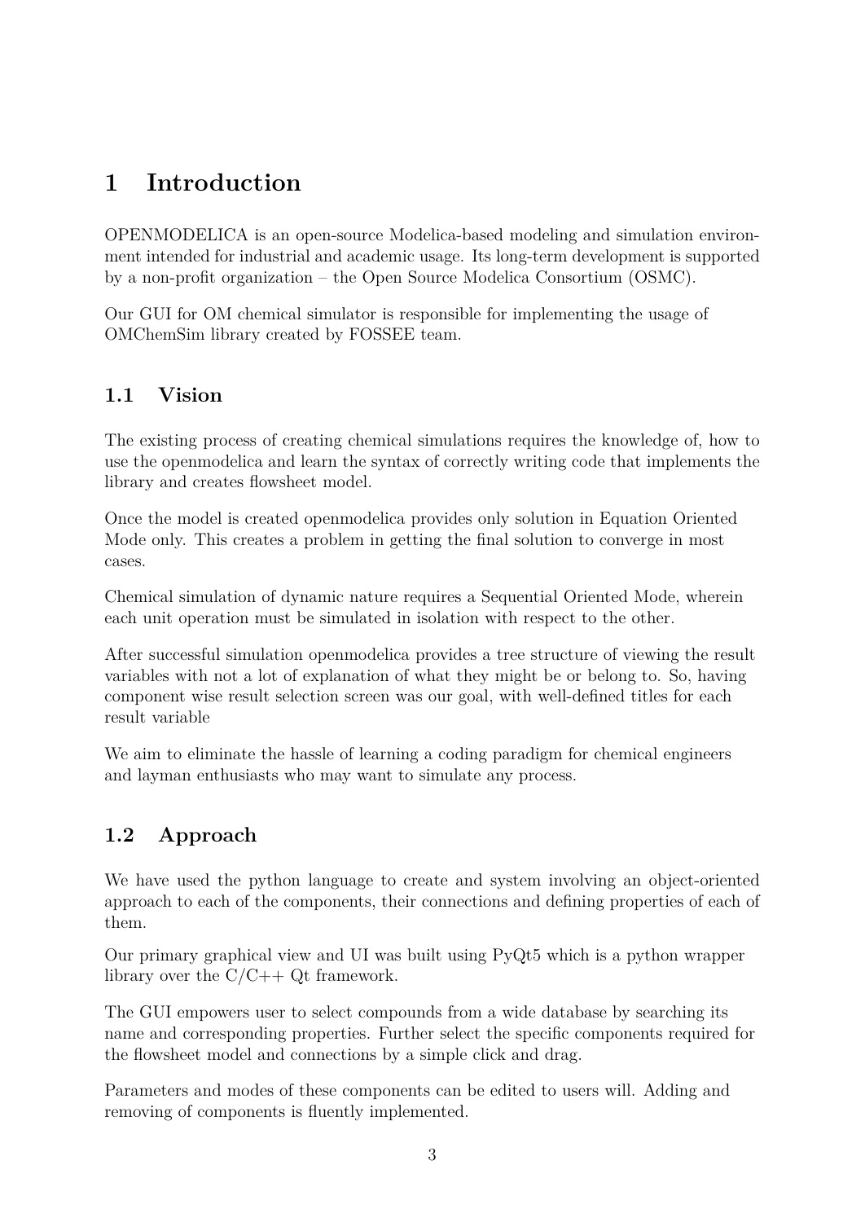# 1 Introduction

OPENMODELICA is an open-source Modelica-based modeling and simulation environment intended for industrial and academic usage. Its long-term development is supported by a non-profit organization – the Open Source Modelica Consortium (OSMC).

Our GUI for OM chemical simulator is responsible for implementing the usage of OMChemSim library created by FOSSEE team.

## 1.1 Vision

The existing process of creating chemical simulations requires the knowledge of, how to use the openmodelica and learn the syntax of correctly writing code that implements the library and creates flowsheet model.

Once the model is created openmodelica provides only solution in Equation Oriented Mode only. This creates a problem in getting the final solution to converge in most cases.

Chemical simulation of dynamic nature requires a Sequential Oriented Mode, wherein each unit operation must be simulated in isolation with respect to the other.

After successful simulation openmodelica provides a tree structure of viewing the result variables with not a lot of explanation of what they might be or belong to. So, having component wise result selection screen was our goal, with well-defined titles for each result variable

We aim to eliminate the hassle of learning a coding paradigm for chemical engineers and layman enthusiasts who may want to simulate any process.

## 1.2 Approach

We have used the python language to create and system involving an object-oriented approach to each of the components, their connections and defining properties of each of them.

Our primary graphical view and UI was built using PyQt5 which is a python wrapper library over the C/C++ Qt framework.

The GUI empowers user to select compounds from a wide database by searching its name and corresponding properties. Further select the specific components required for the flowsheet model and connections by a simple click and drag.

Parameters and modes of these components can be edited to users will. Adding and removing of components is fluently implemented.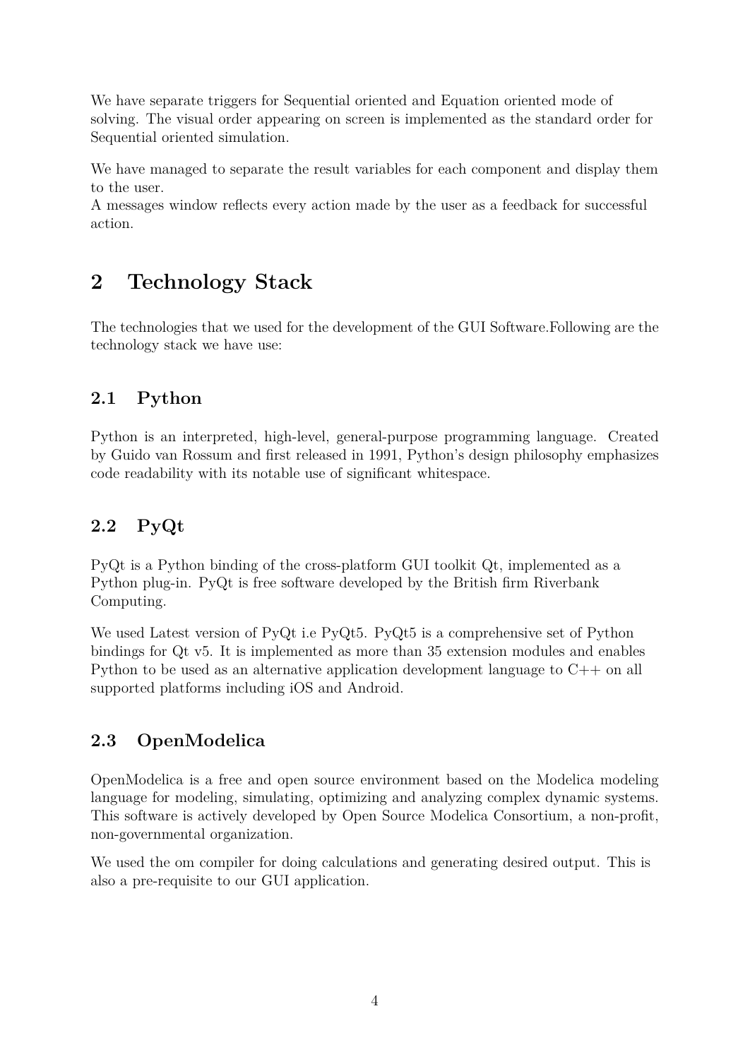We have separate triggers for Sequential oriented and Equation oriented mode of solving. The visual order appearing on screen is implemented as the standard order for Sequential oriented simulation.

We have managed to separate the result variables for each component and display them to the user.
A messages window reflects every action made by the user as a feedback for successful action.

# 2 Technology Stack

The technologies that we used for the development of the GUI Software.Following are the technology stack we have use:

## 2.1 Python

Python is an interpreted, high-level, general-purpose programming language. Created by Guido van Rossum and first released in 1991, Python's design philosophy emphasizes code readability with its notable use of significant whitespace.

## 2.2 PyQt

PyQt is a Python binding of the cross-platform GUI toolkit Qt, implemented as a Python plug-in. PyQt is free software developed by the British firm Riverbank Computing.

We used Latest version of PyQt i.e PyQt5. PyQt5 is a comprehensive set of Python bindings for Qt v5. It is implemented as more than 35 extension modules and enables Python to be used as an alternative application development language to C++ on all supported platforms including iOS and Android.

## 2.3 OpenModelica

OpenModelica is a free and open source environment based on the Modelica modeling language for modeling, simulating, optimizing and analyzing complex dynamic systems. This software is actively developed by Open Source Modelica Consortium, a non-profit, non-governmental organization.

We used the om compiler for doing calculations and generating desired output. This is also a pre-requisite to our GUI application.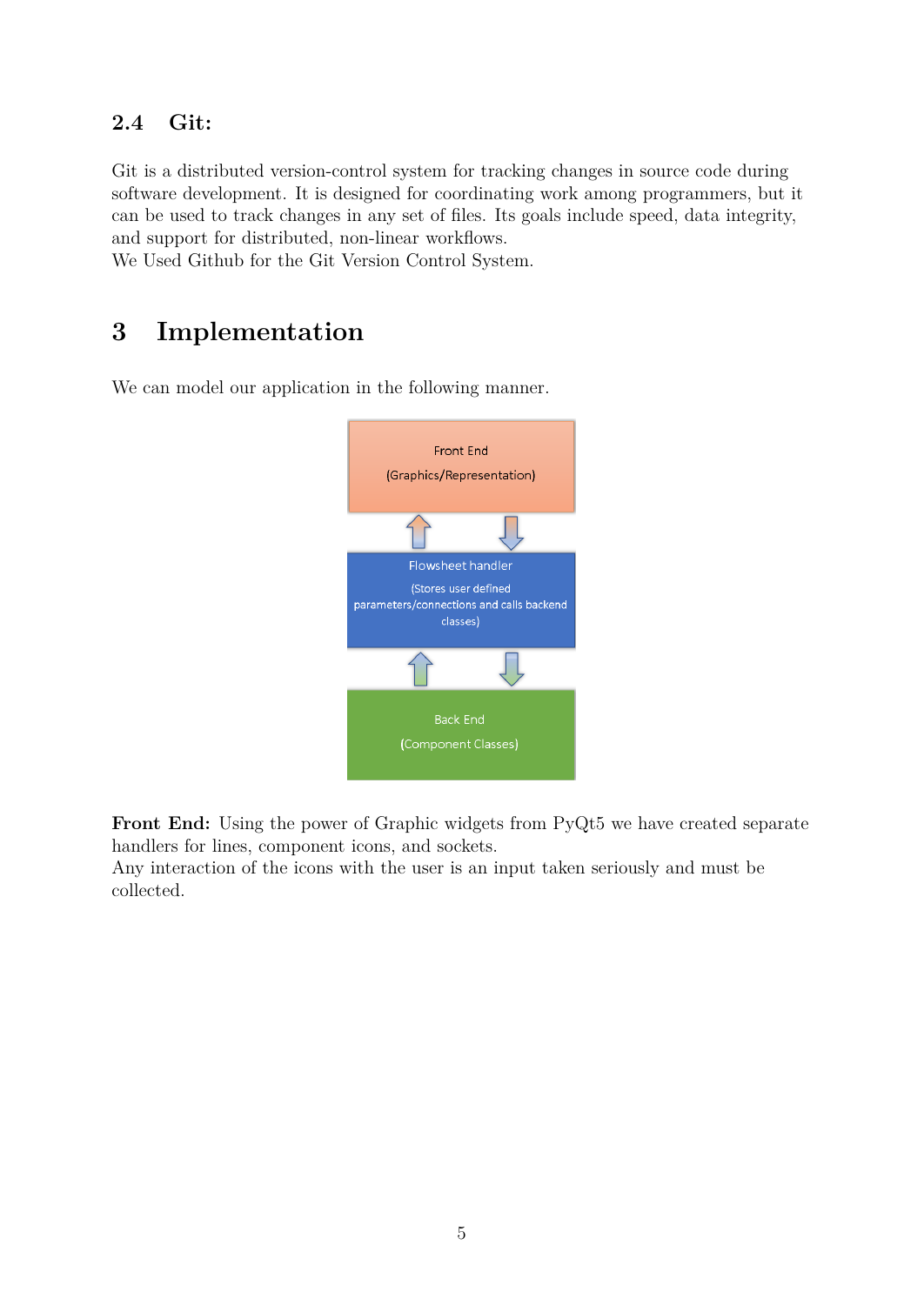### 2.4 Git:

Git is a distributed version-control system for tracking changes in source code during software development. It is designed for coordinating work among programmers, but it can be used to track changes in any set of files. Its goals include speed, data integrity, and support for distributed, non-linear workflows.
We Used Github for the Git Version Control System.

## 3 Implementation

We can model our application in the following manner.

Front End
(Graphics/Representation)

Flowsheet handler
(Stores user defined parameters/connections and calls backend classes)

Back End
(Component Classes)

**Front End:** Using the power of Graphic widgets from PyQt5 we have created separate handlers for lines, component icons, and sockets.
Any interaction of the icons with the user is an input taken seriously and must be collected.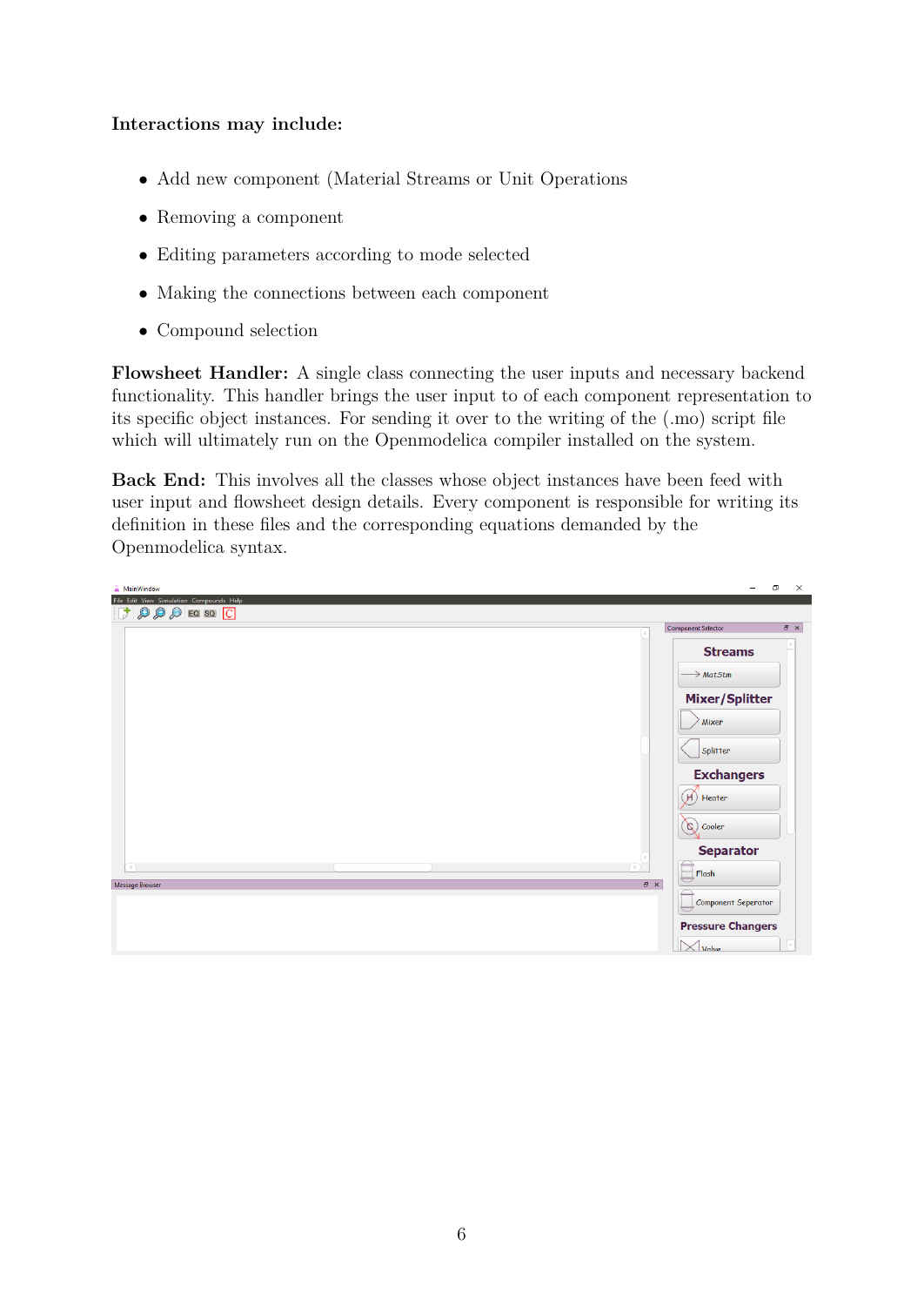**Interactions may include:**

- Add new component (Material Streams or Unit Operations
- Removing a component
- Editing parameters according to mode selected
- Making the connections between each component
- Compound selection

**Flowsheet Handler:** A single class connecting the user inputs and necessary backend functionality. This handler brings the user input to of each component representation to its specific object instances. For sending it over to the writing of the (.mo) script file which will ultimately run on the Openmodelica compiler installed on the system.

**Back End:** This involves all the classes whose object instances have been feed with user input and flowsheet design details. Every component is responsible for writing its definition in these files and the corresponding equations demanded by the Openmodelica syntax.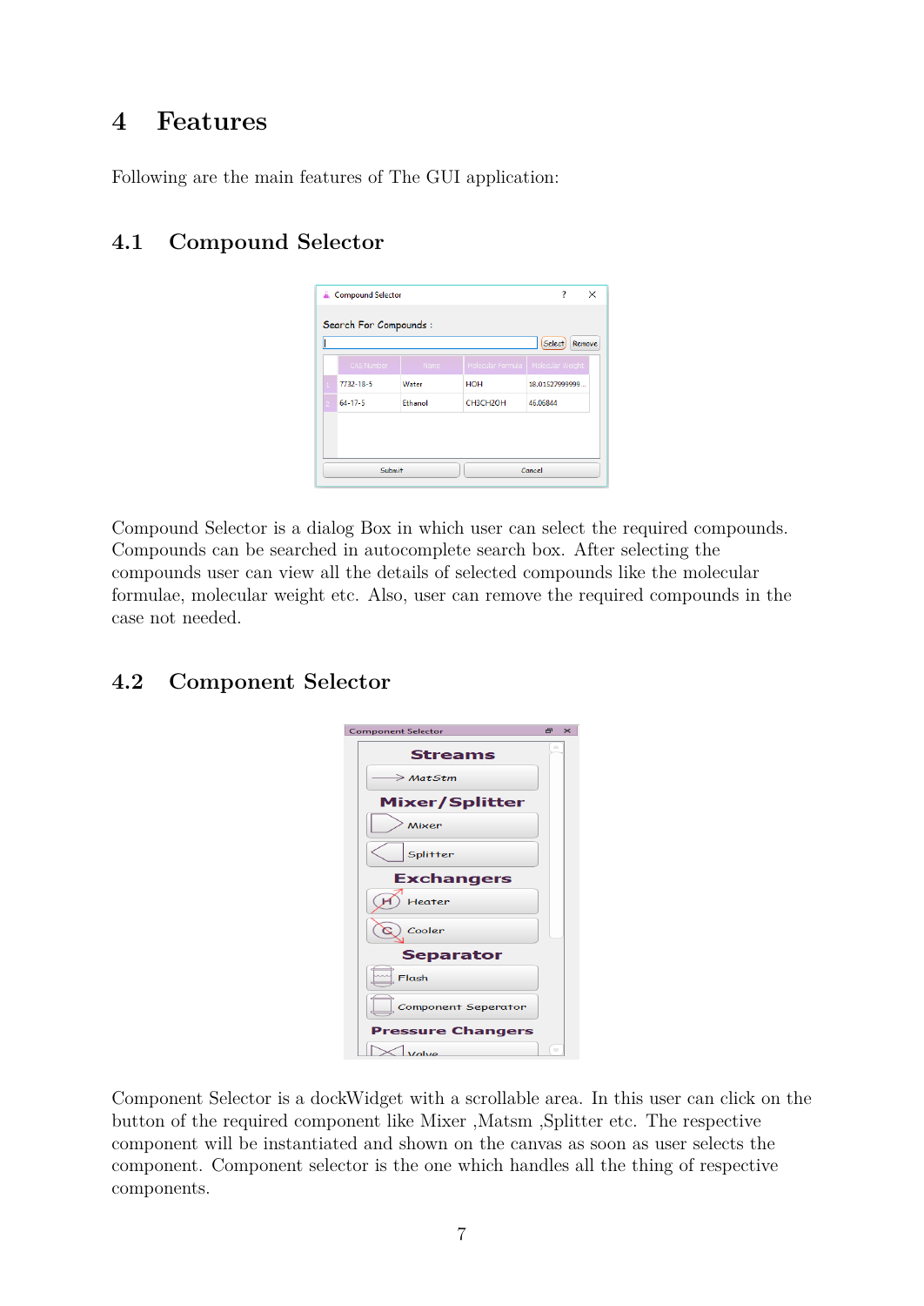# 4 Features

Following are the main features of The GUI application:

## 4.1 Compound Selector

Compound Selector is a dialog Box in which user can select the required compounds. Compounds can be searched in autocomplete search box. After selecting the compounds user can view all the details of selected compounds like the molecular formulae, molecular weight etc. Also, user can remove the required compounds in the case not needed.

## 4.2 Component Selector

Component Selector is a dockWidget with a scrollable area. In this user can click on the button of the required component like Mixer ,Matsm ,Splitter etc. The respective component will be instantiated and shown on the canvas as soon as user selects the component. Component selector is the one which handles all the thing of respective components.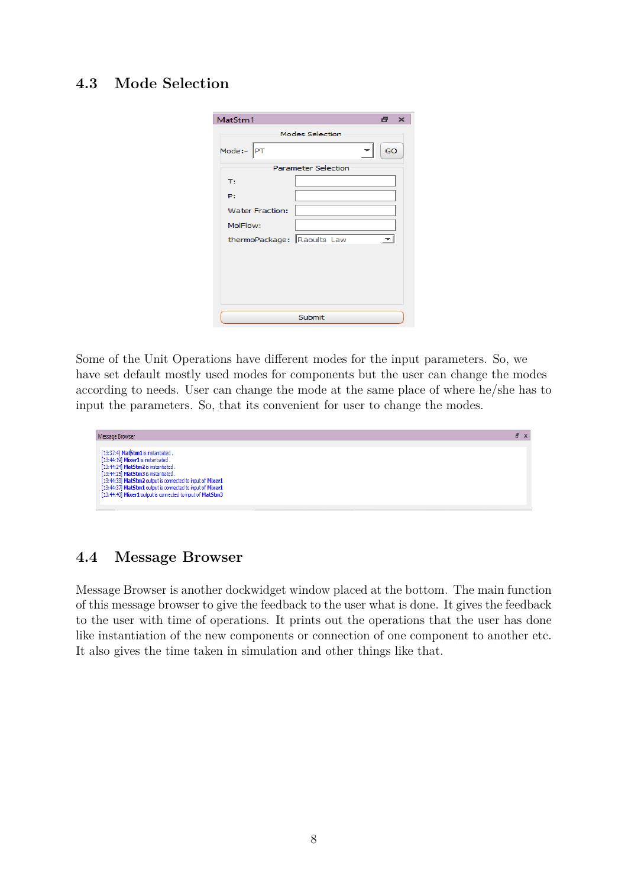## 4.3 Mode Selection

Some of the Unit Operations have different modes for the input parameters. So, we have set default mostly used modes for components but the user can change the modes according to needs. User can change the mode at the same place of where he/she has to input the parameters. So, that its convenient for user to change the modes.

## 4.4 Message Browser

Message Browser is another dockwidget window placed at the bottom. The main function of this message browser to give the feedback to the user what is done. It gives the feedback to the user with time of operations. It prints out the operations that the user has done like instantiation of the new components or connection of one component to another etc. It also gives the time taken in simulation and other things like that.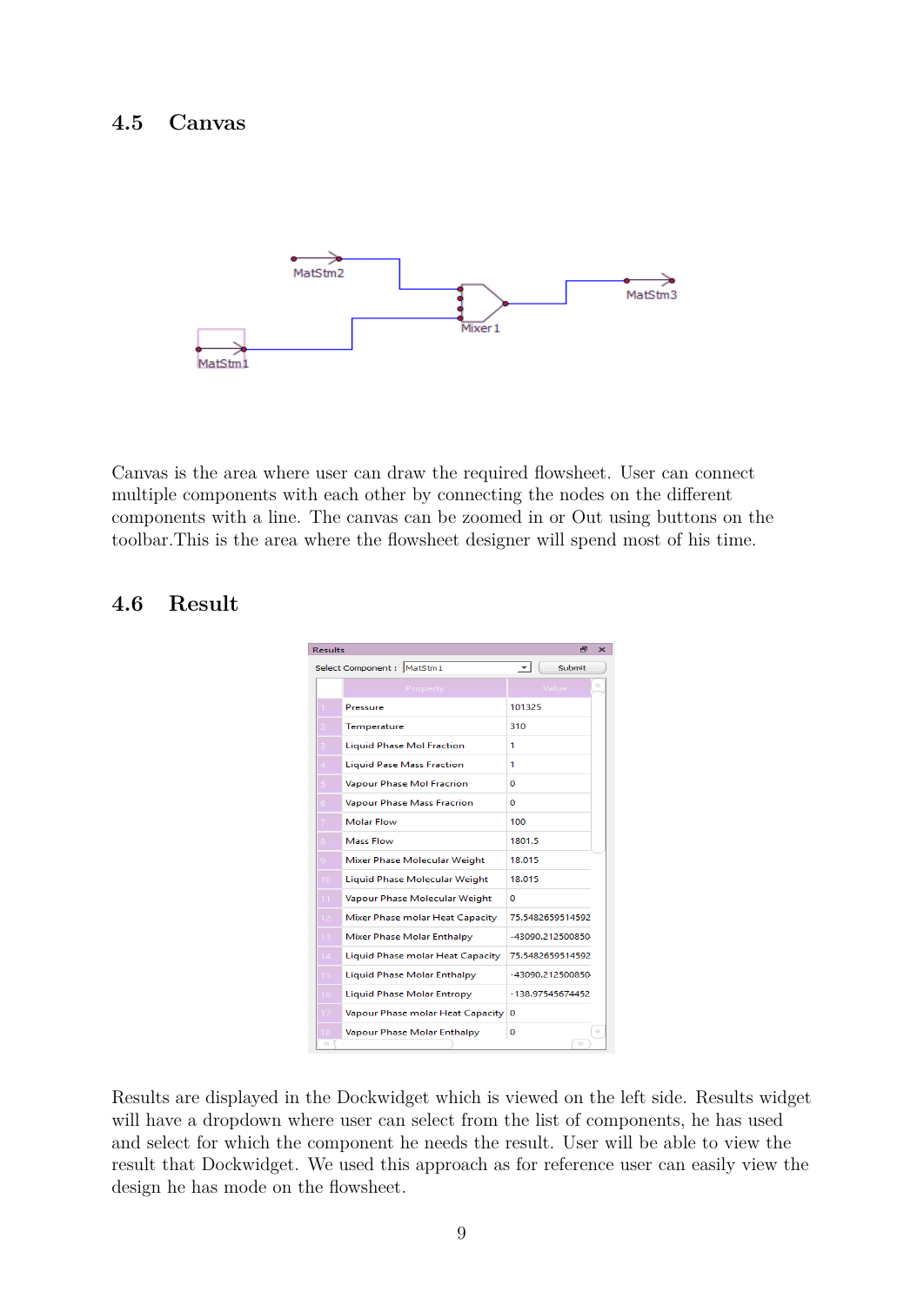## 4.5 Canvas

Canvas is the area where user can draw the required flowsheet. User can connect multiple components with each other by connecting the nodes on the different components with a line. The canvas can be zoomed in or Out using buttons on the toolbar.This is the area where the flowsheet designer will spend most of his time.

## 4.6 Result

Results are displayed in the Dockwidget which is viewed on the left side. Results widget will have a dropdown where user can select from the list of components, he has used and select for which the component he needs the result. User will be able to view the result that Dockwidget. We used this approach as for reference user can easily view the design he has mode on the flowsheet.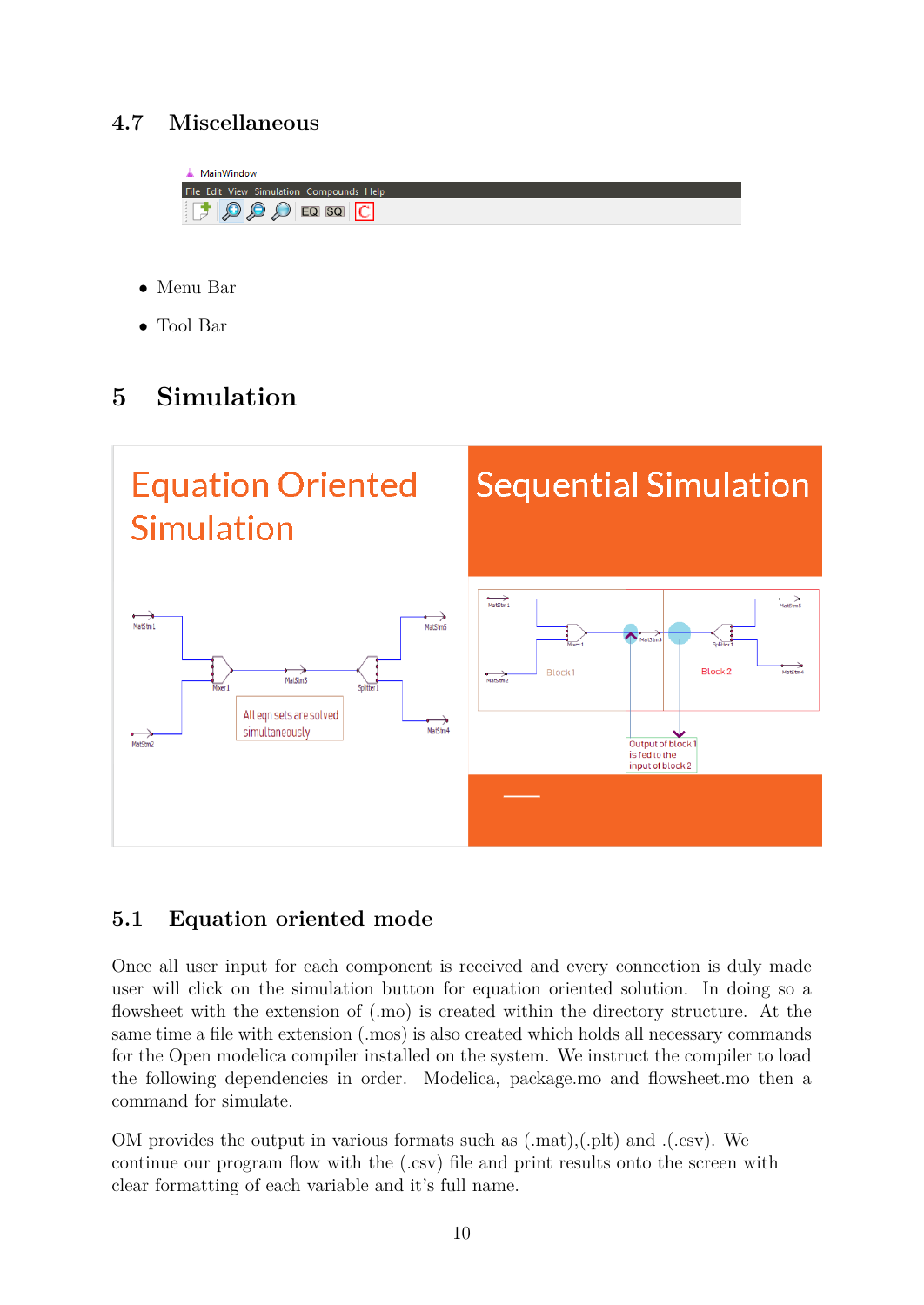## 4.7 Miscellaneous

- Menu Bar
- Tool Bar

# 5 Simulation

## 5.1 Equation oriented mode

Once all user input for each component is received and every connection is duly made user will click on the simulation button for equation oriented solution. In doing so a flowsheet with the extension of (.mo) is created within the directory structure. At the same time a file with extension (.mos) is also created which holds all necessary commands for the Open modelica compiler installed on the system. We instruct the compiler to load the following dependencies in order. Modelica, package.mo and flowsheet.mo then a command for simulate.

OM provides the output in various formats such as (.mat),(.plt) and .(.csv). We continue our program flow with the (.csv) file and print results onto the screen with clear formatting of each variable and it's full name.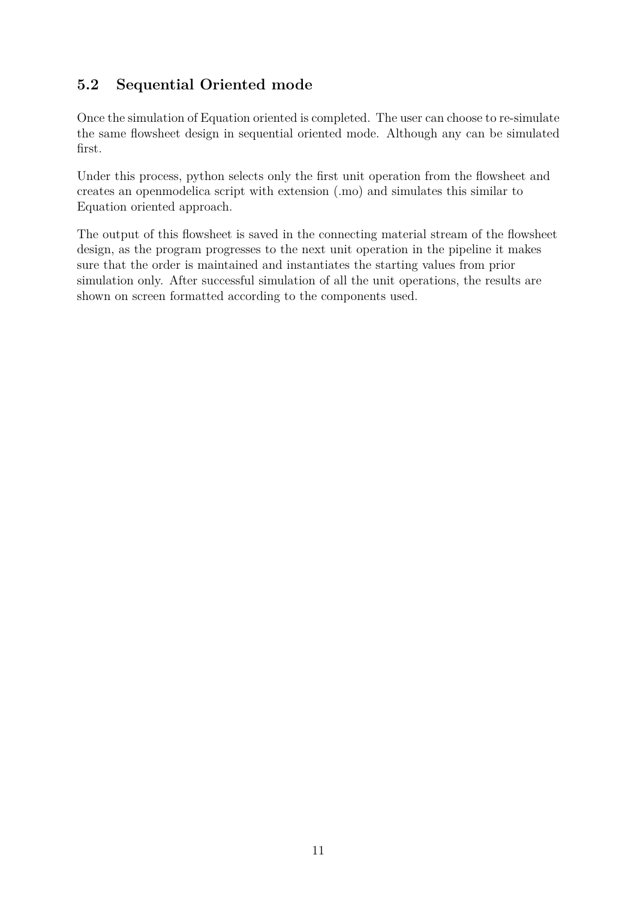## 5.2 Sequential Oriented mode

Once the simulation of Equation oriented is completed. The user can choose to re-simulate the same flowsheet design in sequential oriented mode. Although any can be simulated first.

Under this process, python selects only the first unit operation from the flowsheet and creates an openmodelica script with extension (.mo) and simulates this similar to Equation oriented approach.

The output of this flowsheet is saved in the connecting material stream of the flowsheet design, as the program progresses to the next unit operation in the pipeline it makes sure that the order is maintained and instantiates the starting values from prior simulation only. After successful simulation of all the unit operations, the results are shown on screen formatted according to the components used.